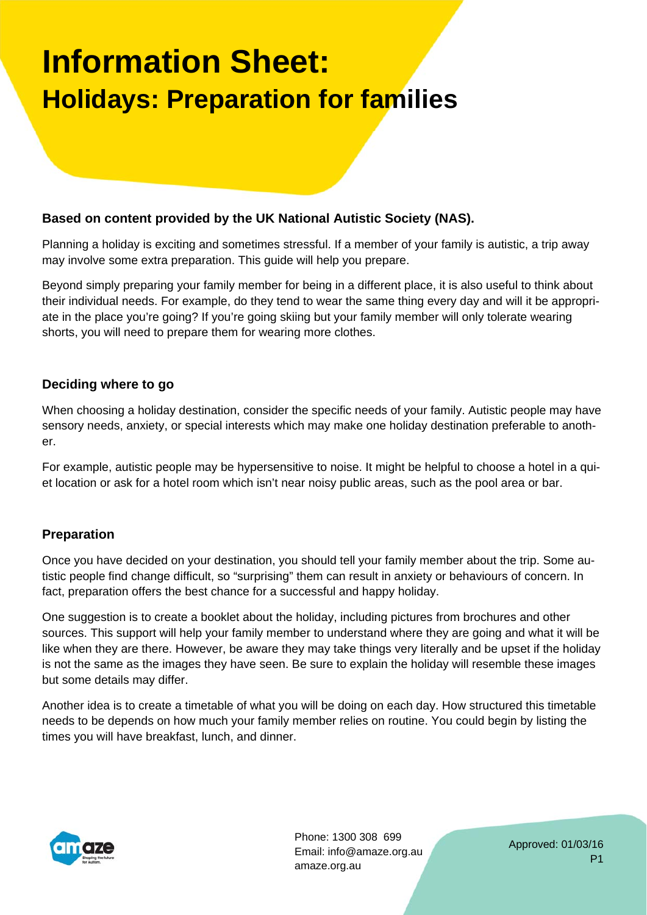# Information Sheet:
## Holidays: Preparation for families

**Based on content provided by the UK National Autistic Society (NAS).**

Planning a holiday is exciting and sometimes stressful. If a member of your family is autistic, a trip away may involve some extra preparation. This guide will help you prepare.

Beyond simply preparing your family member for being in a different place, it is also useful to think about their individual needs. For example, do they tend to wear the same thing every day and will it be appropriate in the place you're going? If you're going skiing but your family member will only tolerate wearing shorts, you will need to prepare them for wearing more clothes.

### Deciding where to go

When choosing a holiday destination, consider the specific needs of your family. Autistic people may have sensory needs, anxiety, or special interests which may make one holiday destination preferable to another.

For example, autistic people may be hypersensitive to noise. It might be helpful to choose a hotel in a quiet location or ask for a hotel room which isn't near noisy public areas, such as the pool area or bar.

### Preparation

Once you have decided on your destination, you should tell your family member about the trip. Some autistic people find change difficult, so "surprising" them can result in anxiety or behaviours of concern. In fact, preparation offers the best chance for a successful and happy holiday.

One suggestion is to create a booklet about the holiday, including pictures from brochures and other sources. This support will help your family member to understand where they are going and what it will be like when they are there. However, be aware they may take things very literally and be upset if the holiday is not the same as the images they have seen. Be sure to explain the holiday will resemble these images but some details may differ.

Another idea is to create a timetable of what you will be doing on each day. How structured this timetable needs to be depends on how much your family member relies on routine. You could begin by listing the times you will have breakfast, lunch, and dinner.

Phone: 1300 308 699
Email: info@amaze.org.au
amaze.org.au

Approved: 01/03/16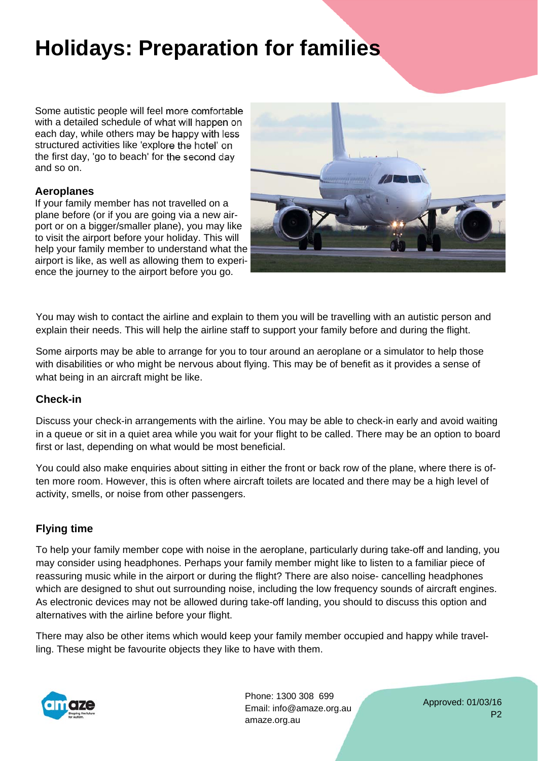# Holidays: Preparation for families

Some autistic people will feel more comfortable with a detailed schedule of what will happen on each day, while others may be happy with less structured activities like 'explore the hotel' on the first day, 'go to beach' for the second day and so on.

### Aeroplanes

If your family member has not travelled on a plane before (or if you are going via a new airport or on a bigger/smaller plane), you may like to visit the airport before your holiday. This will help your family member to understand what the airport is like, as well as allowing them to experience the journey to the airport before you go.

You may wish to contact the airline and explain to them you will be travelling with an autistic person and explain their needs. This will help the airline staff to support your family before and during the flight.

Some airports may be able to arrange for you to tour around an aeroplane or a simulator to help those with disabilities or who might be nervous about flying. This may be of benefit as it provides a sense of what being in an aircraft might be like.

### Check-in

Discuss your check-in arrangements with the airline. You may be able to check-in early and avoid waiting in a queue or sit in a quiet area while you wait for your flight to be called. There may be an option to board first or last, depending on what would be most beneficial.

You could also make enquiries about sitting in either the front or back row of the plane, where there is often more room. However, this is often where aircraft toilets are located and there may be a high level of activity, smells, or noise from other passengers.

### Flying time

To help your family member cope with noise in the aeroplane, particularly during take-off and landing, you may consider using headphones. Perhaps your family member might like to listen to a familiar piece of reassuring music while in the airport or during the flight? There are also noise- cancelling headphones which are designed to shut out surrounding noise, including the low frequency sounds of aircraft engines. As electronic devices may not be allowed during take-off landing, you should to discuss this option and alternatives with the airline before your flight.

There may also be other items which would keep your family member occupied and happy while travelling. These might be favourite objects they like to have with them.

Phone: 1300 308 699
Email: info@amaze.org.au
amaze.org.au

Approved: 01/03/16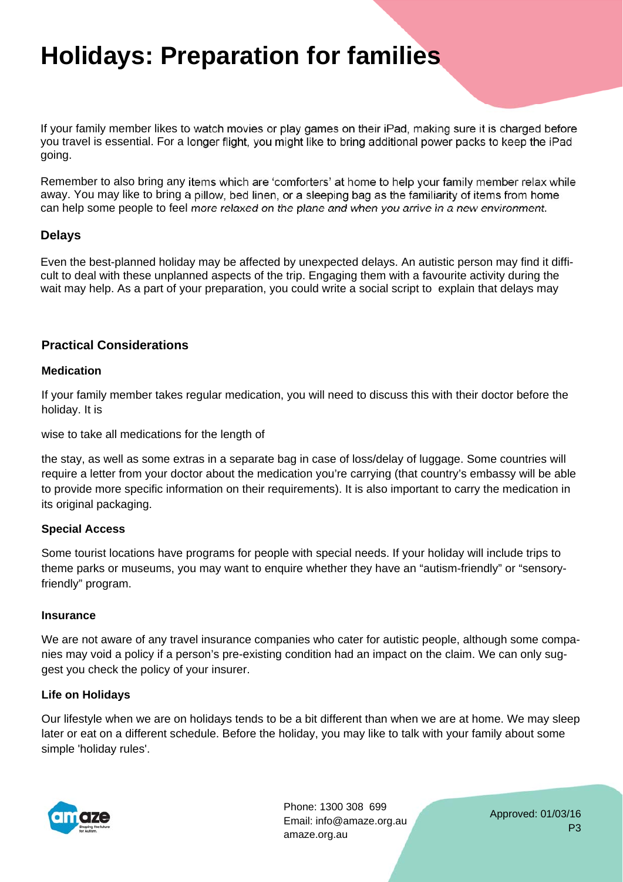# Holidays: Preparation for families

If your family member likes to watch movies or play games on their iPad, making sure it is charged before you travel is essential. For a longer flight, you might like to bring additional power packs to keep the iPad going.

Remember to also bring any items which are 'comforters' at home to help your family member relax while away. You may like to bring a pillow, bed linen, or a sleeping bag as the familiarity of items from home can help some people to feel *more relaxed on the plane and when you arrive in a new environment.*

## Delays

Even the best-planned holiday may be affected by unexpected delays. An autistic person may find it difficult to deal with these unplanned aspects of the trip. Engaging them with a favourite activity during the wait may help. As a part of your preparation, you could write a social script to explain that delays may

## Practical Considerations

### Medication

If your family member takes regular medication, you will need to discuss this with their doctor before the holiday. It is

wise to take all medications for the length of

the stay, as well as some extras in a separate bag in case of loss/delay of luggage. Some countries will require a letter from your doctor about the medication you're carrying (that country's embassy will be able to provide more specific information on their requirements). It is also important to carry the medication in its original packaging.

### Special Access

Some tourist locations have programs for people with special needs. If your holiday will include trips to theme parks or museums, you may want to enquire whether they have an "autism-friendly" or "sensory-friendly" program.

### Insurance

We are not aware of any travel insurance companies who cater for autistic people, although some companies may void a policy if a person's pre-existing condition had an impact on the claim. We can only suggest you check the policy of your insurer.

### Life on Holidays

Our lifestyle when we are on holidays tends to be a bit different than when we are at home. We may sleep later or eat on a different schedule. Before the holiday, you may like to talk with your family about some simple 'holiday rules'.

Phone: 1300 308 699
Email: info@amaze.org.au
amaze.org.au

Approved: 01/03/16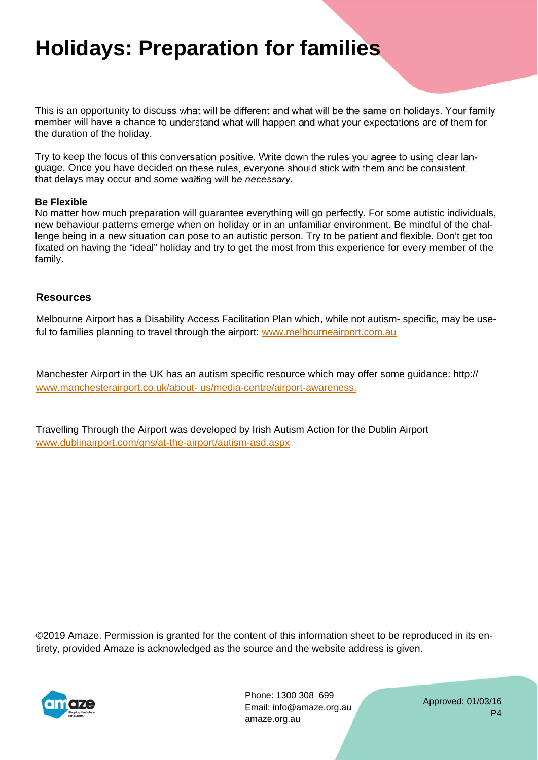# Holidays: Preparation for families

This is an opportunity to discuss what will be different and what will be the same on holidays. Your family member will have a chance to understand what will happen and what your expectations are of them for the duration of the holiday.

Try to keep the focus of this conversation positive. Write down the rules you agree to using clear language. Once you have decided on these rules, everyone should stick with them and be consistent. that delays may occur and some *waiting will be necessary*.

**Be Flexible**

No matter how much preparation will guarantee everything will go perfectly. For some autistic individuals, new behaviour patterns emerge when on holiday or in an unfamiliar environment. Be mindful of the challenge being in a new situation can pose to an autistic person. Try to be patient and flexible. Don't get too fixated on having the "ideal" holiday and try to get the most from this experience for every member of the family.

## Resources

Melbourne Airport has a Disability Access Facilitation Plan which, while not autism- specific, may be useful to families planning to travel through the airport: www.melbourneairport.com.au

Manchester Airport in the UK has an autism specific resource which may offer some guidance: http://www.manchesterairport.co.uk/about- us/media-centre/airport-awareness.

Travelling Through the Airport was developed by Irish Autism Action for the Dublin Airport www.dublinairport.com/gns/at-the-airport/autism-asd.aspx

©2019 Amaze. Permission is granted for the content of this information sheet to be reproduced in its entirety, provided Amaze is acknowledged as the source and the website address is given.

Phone: 1300 308 699
Email: info@amaze.org.au
amaze.org.au

Approved: 01/03/16